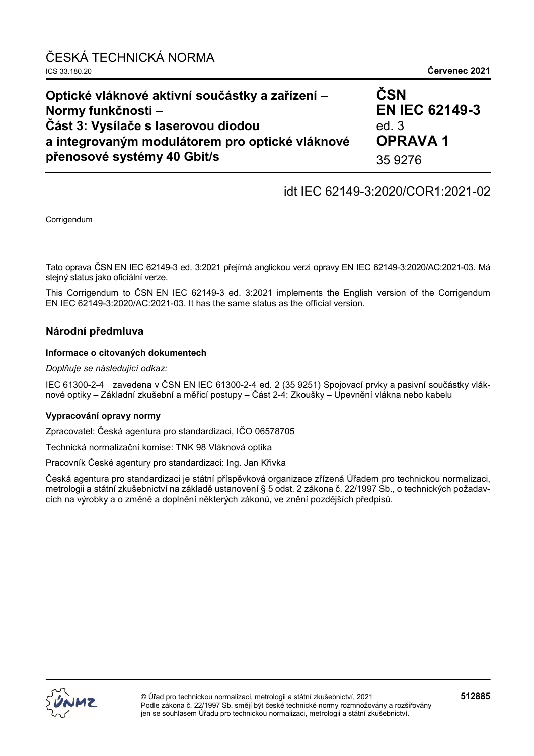ČESKÁ TECHNICKÁ NORMA

ICS 33.180.20 **Červenec 2021**

# Optické vláknové aktivní součástky a zařízení – Normy funkčnosti – Část 3: Vysílače s laserovou diodou a integrovaným modulátorem pro optické vláknové přenosové systémy 40 Gbit/s

**ČSN EN IEC 62149-3** ed. 3 **OPRAVA 1**

35 9276

idt IEC 62149-3:2020/COR1:2021-02

Corrigendum

Tato oprava ČSN EN IEC 62149-3 ed. 3:2021 přejímá anglickou verzi opravy EN IEC 62149-3:2020/AC:2021-03. Má stejný status jako oficiální verze.

This Corrigendum to ČSN EN IEC 62149-3 ed. 3:2021 implements the English version of the Corrigendum EN IEC 62149-3:2020/AC:2021-03. It has the same status as the official version.

## Národní předmluva

### Informace o citovaných dokumentech

*Doplňuje se následující odkaz:*

IEC 61300-2-4 zavedena v ČSN EN IEC 61300-2-4 ed. 2 (35 9251) Spojovací prvky a pasivní součástky vláknové optiky – Základní zkušební a měřicí postupy – Část 2-4: Zkoušky – Upevnění vlákna nebo kabelu

### Vypracování opravy normy

Zpracovatel: Česká agentura pro standardizaci, IČO 06578705

Technická normalizační komise: TNK 98 Vláknová optika

Pracovník České agentury pro standardizaci: Ing. Jan Křivka

Česká agentura pro standardizaci je státní příspěvková organizace zřízená Úřadem pro technickou normalizaci, metrologii a státní zkušebnictví na základě ustanovení § 5 odst. 2 zákona č. 22/1997 Sb., o technických požadavcích na výrobky a o změně a doplnění některých zákonů, ve znění pozdějších předpisů.

© Úřad pro technickou normalizaci, metrologii a státní zkušebnictví, 2021
Podle zákona č. 22/1997 Sb. smějí být české technické normy rozmnožovány a rozšiřovány jen se souhlasem Úřadu pro technickou normalizaci, metrologii a státní zkušebnictví.

**512885**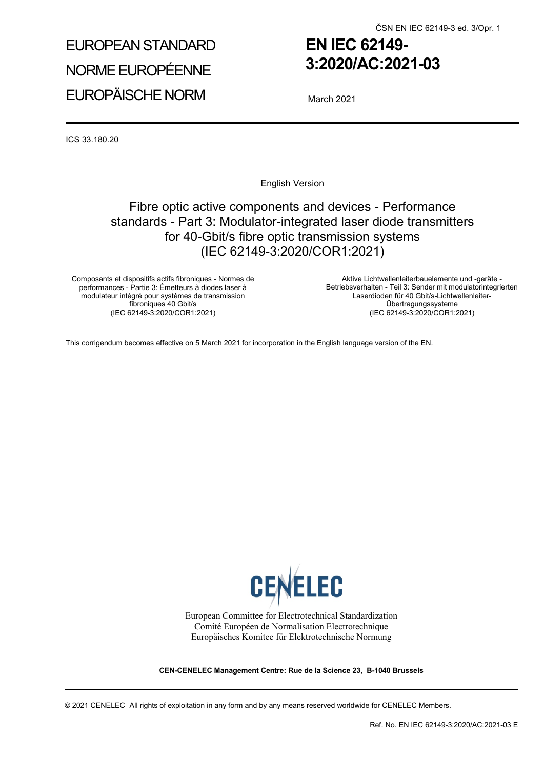# EUROPEAN STANDARD
# NORME EUROPÉENNE
# EUROPÄISCHE NORM

# EN IEC 62149-3:2020/AC:2021-03

March 2021

ICS 33.180.20

English Version

## Fibre optic active components and devices - Performance standards - Part 3: Modulator-integrated laser diode transmitters for 40-Gbit/s fibre optic transmission systems (IEC 62149-3:2020/COR1:2021)

Composants et dispositifs actifs fibroniques - Normes de performances - Partie 3: Émetteurs à diodes laser à modulateur intégré pour systèmes de transmission fibroniques 40 Gbit/s
(IEC 62149-3:2020/COR1:2021)

Aktive Lichtwellenleiterbauelemente und -geräte - Betriebsverhalten - Teil 3: Sender mit modulatorintegrierten Laserdioden für 40 Gbit/s-Lichtwellenleiter-Übertragungssysteme
(IEC 62149-3:2020/COR1:2021)

This corrigendum becomes effective on 5 March 2021 for incorporation in the English language version of the EN.

CENELEC

European Committee for Electrotechnical Standardization
Comité Européen de Normalisation Electrotechnique
Europäisches Komitee für Elektrotechnische Normung

**CEN-CENELEC Management Centre: Rue de la Science 23, B-1040 Brussels**

© 2021 CENELEC All rights of exploitation in any form and by any means reserved worldwide for CENELEC Members.

Ref. No. EN IEC 62149-3:2020/AC:2021-03 E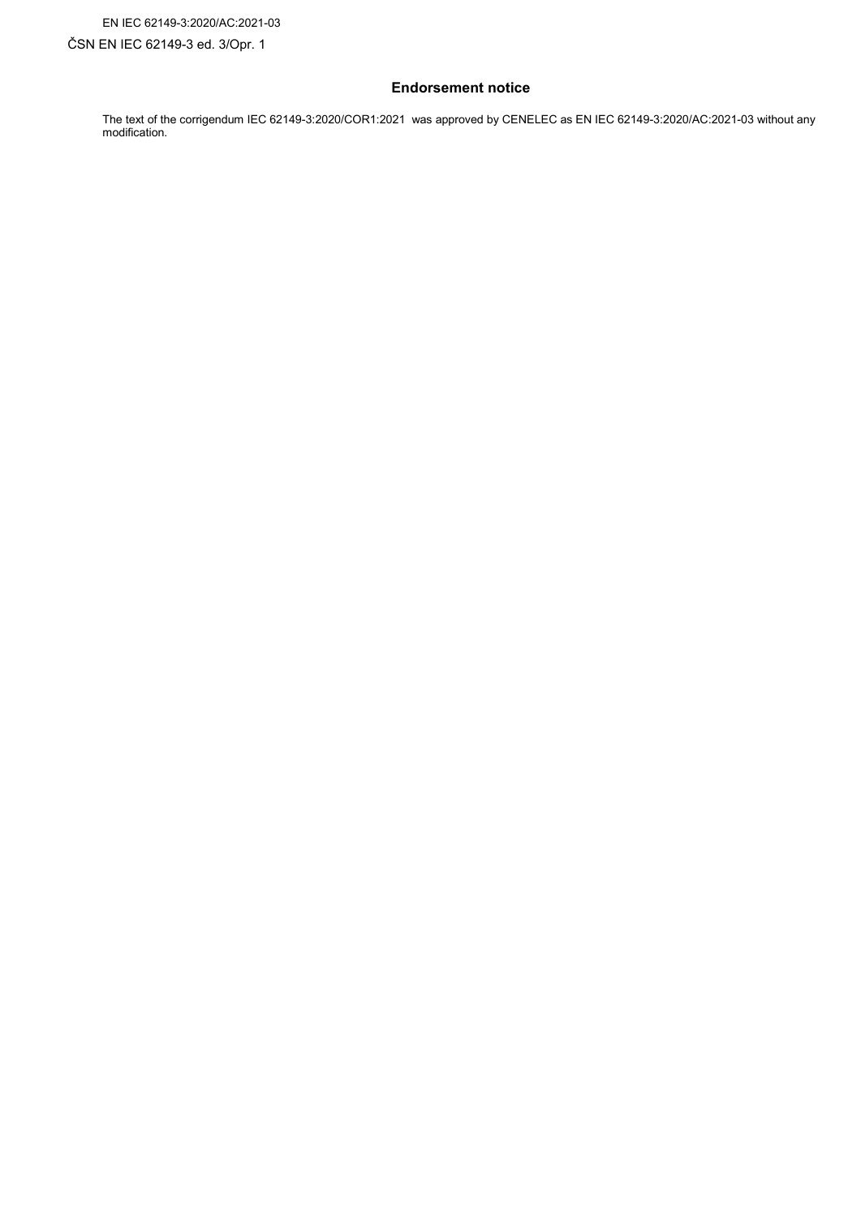EN IEC 62149-3:2020/AC:2021-03

ČSN EN IEC 62149-3 ed. 3/Opr. 1

## Endorsement notice

The text of the corrigendum IEC 62149-3:2020/COR1:2021 was approved by CENELEC as EN IEC 62149-3:2020/AC:2021-03 without any modification.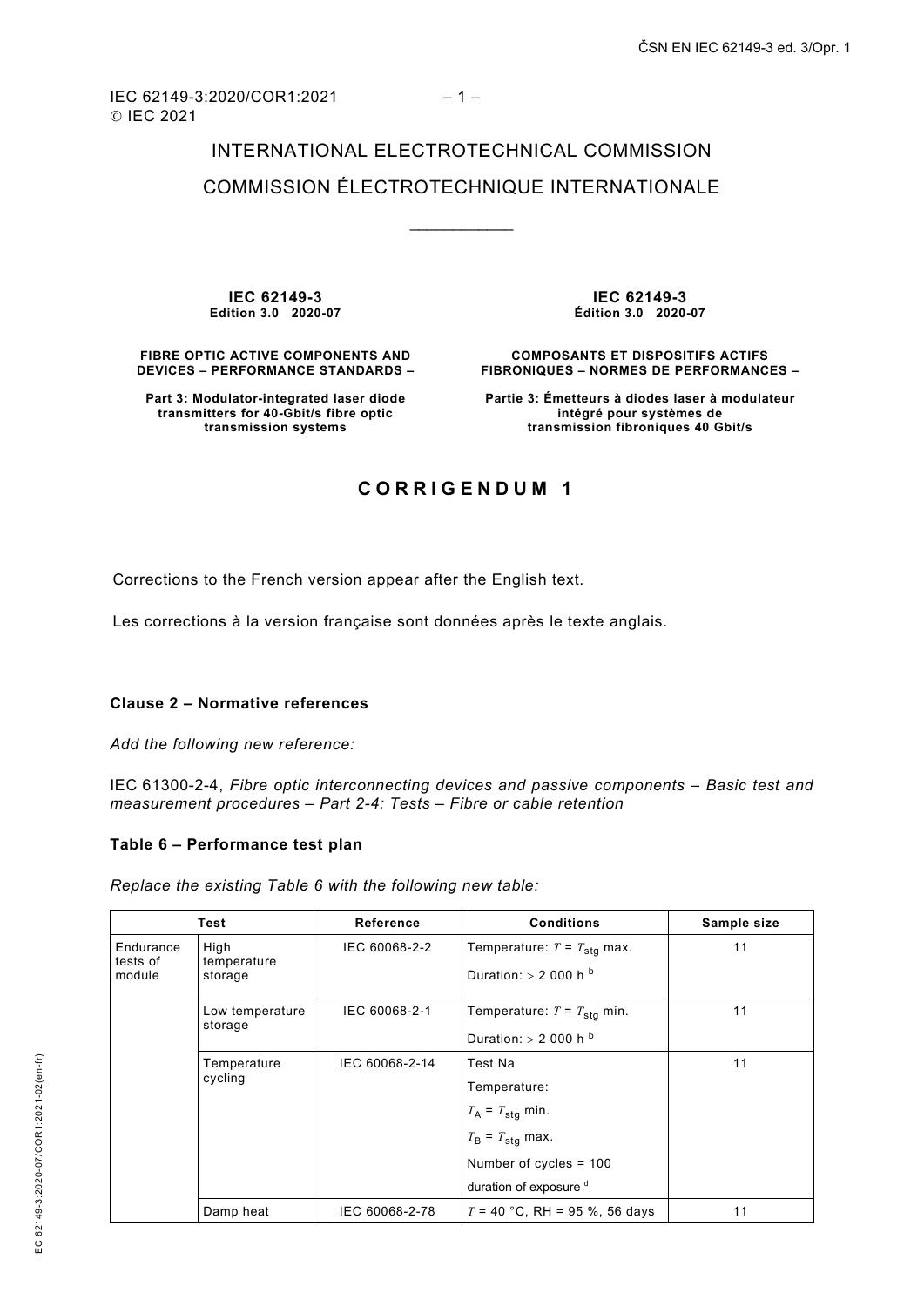INTERNATIONAL ELECTROTECHNICAL COMMISSION

COMMISSION ÉLECTROTECHNIQUE INTERNATIONALE

\_\_\_\_\_\_\_\_\_\_\_\_

**IEC 62149-3**
**Edition 3.0 2020-07**

**FIBRE OPTIC ACTIVE COMPONENTS AND DEVICES – PERFORMANCE STANDARDS –**

**Part 3: Modulator-integrated laser diode transmitters for 40-Gbit/s fibre optic transmission systems**

**IEC 62149-3**
**Édition 3.0 2020-07**

**COMPOSANTS ET DISPOSITIFS ACTIFS FIBRONIQUES – NORMES DE PERFORMANCES –**

**Partie 3: Émetteurs à diodes laser à modulateur intégré pour systèmes de transmission fibroniques 40 Gbit/s**

# CORRIGENDUM 1

Corrections to the French version appear after the English text.

Les corrections à la version française sont données après le texte anglais.

**Clause 2 – Normative references**

*Add the following new reference:*

IEC 61300-2-4, *Fibre optic interconnecting devices and passive components – Basic test and measurement procedures – Part 2-4: Tests – Fibre or cable retention*

**Table 6 – Performance test plan**

*Replace the existing Table 6 with the following new table:*

| Test | | Reference | Conditions | Sample size |
|---|---|---|---|---|
| Endurance tests of module | High temperature storage | IEC 60068-2-2 | Temperature: $T = T_{stg}$ max.<br>Duration: > 2 000 h [b] | 11 |
| | Low temperature storage | IEC 60068-2-1 | Temperature: $T = T_{stg}$ min.<br>Duration: > 2 000 h [b] | 11 |
| | Temperature cycling | IEC 60068-2-14 | Test Na<br>Temperature:<br>$T_A = T_{stg}$ min.<br>$T_B = T_{stg}$ max.<br>Number of cycles = 100<br>duration of exposure [d] | 11 |
| | Damp heat | IEC 60068-2-78 | $T$ = 40 °C, RH = 95 %, 56 days | 11 |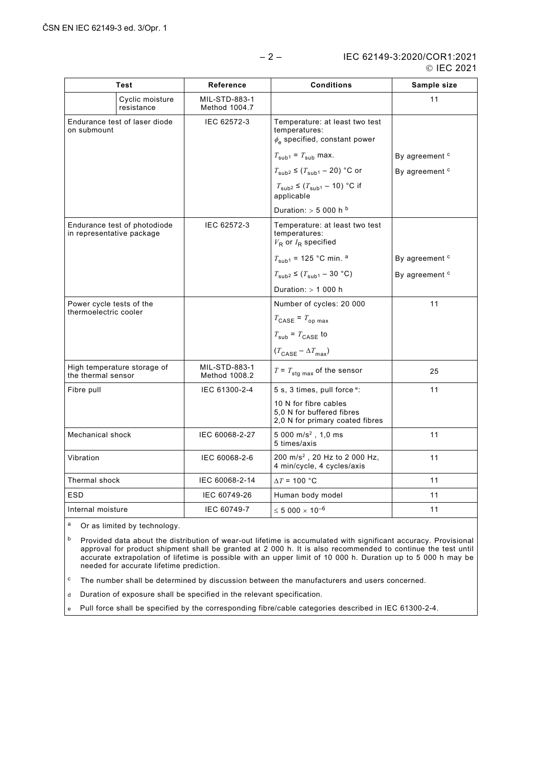| Test | | Reference | Conditions | Sample size |
|---|---|---|---|---|
| | Cyclic moisture resistance | MIL-STD-883-1 Method 1004.7 | | 11 |
| Endurance test of laser diode on submount | | IEC 62572-3 | Temperature: at least two test temperatures: $\phi_e$ specified, constant power | |
| | | | $T_{sub1} = T_{sub}$ max. | By agreement [c] |
| | | | $T_{sub2} \leq (T_{sub1} - 20)$ °C or | By agreement [c] |
| | | | $T_{sub2} \leq (T_{sub1} - 10)$ °C if applicable | |
| | | | Duration: > 5 000 h [b] | |
| Endurance test of photodiode in representative package | | IEC 62572-3 | Temperature: at least two test temperatures: $V_R$ or $I_R$ specified | |
| | | | $T_{sub1}$ = 125 °C min. [a] | By agreement [c] |
| | | | $T_{sub2} \leq (T_{sub1} - 30$ °C) | By agreement [c] |
| | | | Duration: > 1 000 h | |
| Power cycle tests of the thermoelectric cooler | | | Number of cycles: 20 000 | 11 |
| | | | $T_{CASE} = T_{op\ max}$ | |
| | | | $T_{sub} = T_{CASE}$ to | |
| | | | $(T_{CASE} - \Delta T_{max})$ | |
| High temperature storage of the thermal sensor | | MIL-STD-883-1 Method 1008.2 | $T = T_{stg\ max}$ of the sensor | 25 |
| Fibre pull | | IEC 61300-2-4 | 5 s, 3 times, pull force [e]: | 11 |
| | | | 10 N for fibre cables<br>5,0 N for buffered fibres<br>2,0 N for primary coated fibres | |
| Mechanical shock | | IEC 60068-2-27 | 5 000 m/s², 1,0 ms<br>5 times/axis | 11 |
| Vibration | | IEC 60068-2-6 | 200 m/s², 20 Hz to 2 000 Hz, 4 min/cycle, 4 cycles/axis | 11 |
| Thermal shock | | IEC 60068-2-14 | $\Delta T$ = 100 °C | 11 |
| ESD | | IEC 60749-26 | Human body model | 11 |
| Internal moisture | | IEC 60749-7 | $\leq 5\ 000 \times 10^{-6}$ | 11 |

[a] Or as limited by technology.

[b] Provided data about the distribution of wear-out lifetime is accumulated with significant accuracy. Provisional approval for product shipment shall be granted at 2 000 h. It is also recommended to continue the test until accurate extrapolation of lifetime is possible with an upper limit of 10 000 h. Duration up to 5 000 h may be needed for accurate lifetime prediction.

[c] The number shall be determined by discussion between the manufacturers and users concerned.

[d] Duration of exposure shall be specified in the relevant specification.

[e] Pull force shall be specified by the corresponding fibre/cable categories described in IEC 61300-2-4.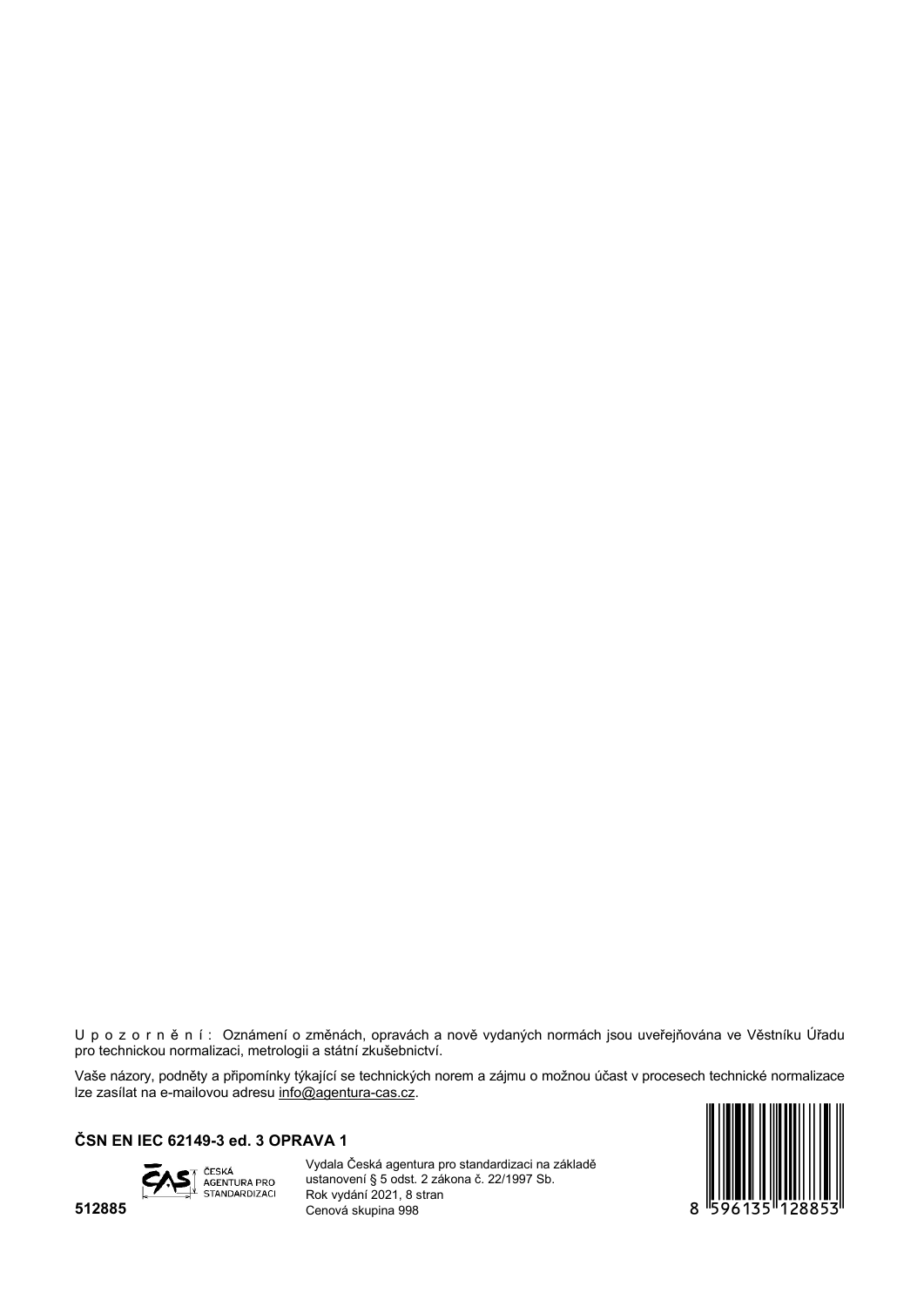U p o z o r n ě n í : Oznámení o změnách, opravách a nově vydaných normách jsou uveřejňována ve Věstníku Úřadu pro technickou normalizaci, metrologii a státní zkušebnictví.

Vaše názory, podněty a připomínky týkající se technických norem a zájmu o možnou účast v procesech technické normalizace lze zasílat na e-mailovou adresu info@agentura-cas.cz.

**ČSN EN IEC 62149-3 ed. 3 OPRAVA 1**

ČESKÁ AGENTURA PRO STANDARDIZACI

Vydala Česká agentura pro standardizaci na základě ustanovení § 5 odst. 2 zákona č. 22/1997 Sb.
Rok vydání 2021, 8 stran
Cenová skupina 998

**512885**

8 596135 128853